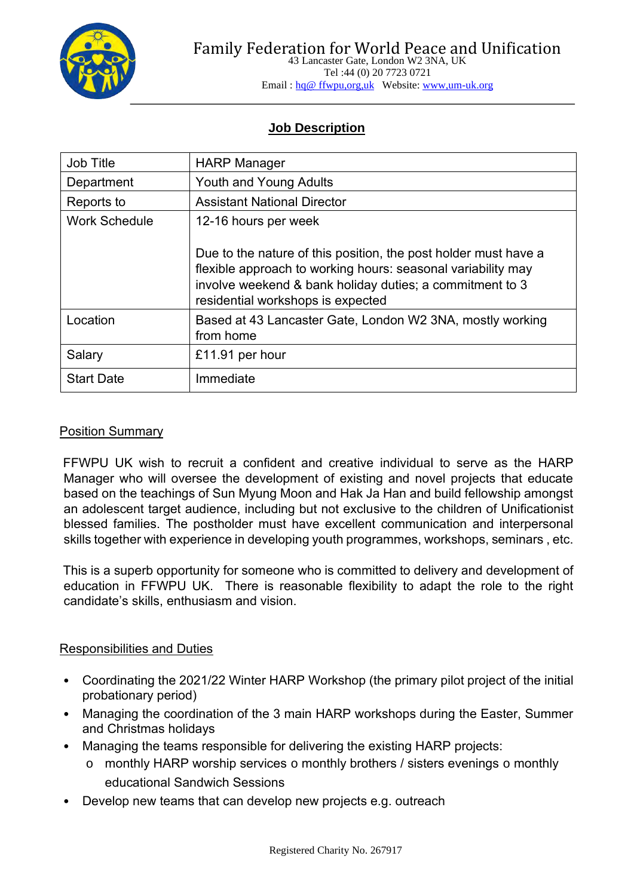# Family Federation for World Peace and Unification

43 Lancaster Gate, London W2 3NA, UK
Tel :44 (0) 20 7723 0721
Email : hq@ ffwpu,org,uk   Website: www,um-uk.org

## Job Description

| | |
|---|---|
| Job Title | HARP Manager |
| Department | Youth and Young Adults |
| Reports to | Assistant National Director |
| Work Schedule | 12-16 hours per week<br><br>Due to the nature of this position, the post holder must have a flexible approach to working hours: seasonal variability may involve weekend & bank holiday duties; a commitment to 3 residential workshops is expected |
| Location | Based at 43 Lancaster Gate, London W2 3NA, mostly working from home |
| Salary | £11.91 per hour |
| Start Date | Immediate |

### Position Summary

FFWPU UK wish to recruit a confident and creative individual to serve as the HARP Manager who will oversee the development of existing and novel projects that educate based on the teachings of Sun Myung Moon and Hak Ja Han and build fellowship amongst an adolescent target audience, including but not exclusive to the children of Unificationist blessed families. The postholder must have excellent communication and interpersonal skills together with experience in developing youth programmes, workshops, seminars , etc.

This is a superb opportunity for someone who is committed to delivery and development of education in FFWPU UK. There is reasonable flexibility to adapt the role to the right candidate's skills, enthusiasm and vision.

### Responsibilities and Duties

- Coordinating the 2021/22 Winter HARP Workshop (the primary pilot project of the initial probationary period)
- Managing the coordination of the 3 main HARP workshops during the Easter, Summer and Christmas holidays
- Managing the teams responsible for delivering the existing HARP projects:
  - monthly HARP worship services
  - monthly brothers / sisters evenings
  - monthly educational Sandwich Sessions
- Develop new teams that can develop new projects e.g. outreach

Registered Charity No. 267917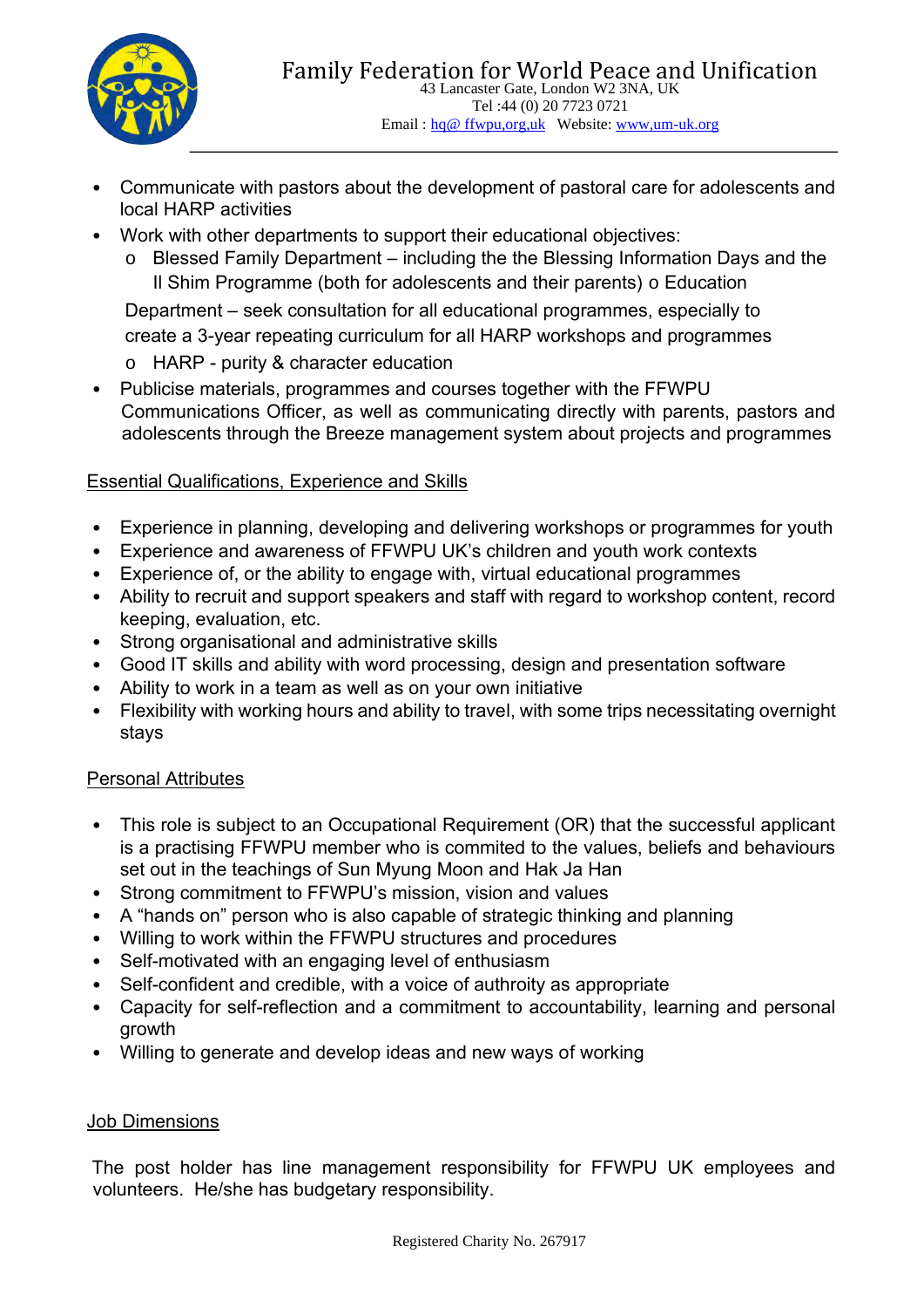- Communicate with pastors about the development of pastoral care for adolescents and local HARP activities
- Work with other departments to support their educational objectives:
  - Blessed Family Department – including the the Blessing Information Days and the Il Shim Programme (both for adolescents and their parents) o Education Department – seek consultation for all educational programmes, especially to create a 3-year repeating curriculum for all HARP workshops and programmes
  - HARP - purity & character education
- Publicise materials, programmes and courses together with the FFWPU Communications Officer, as well as communicating directly with parents, pastors and adolescents through the Breeze management system about projects and programmes

## Essential Qualifications, Experience and Skills

- Experience in planning, developing and delivering workshops or programmes for youth
- Experience and awareness of FFWPU UK's children and youth work contexts
- Experience of, or the ability to engage with, virtual educational programmes
- Ability to recruit and support speakers and staff with regard to workshop content, record keeping, evaluation, etc.
- Strong organisational and administrative skills
- Good IT skills and ability with word processing, design and presentation software
- Ability to work in a team as well as on your own initiative
- Flexibility with working hours and ability to travel, with some trips necessitating overnight stays

## Personal Attributes

- This role is subject to an Occupational Requirement (OR) that the successful applicant is a practising FFWPU member who is commited to the values, beliefs and behaviours set out in the teachings of Sun Myung Moon and Hak Ja Han
- Strong commitment to FFWPU's mission, vision and values
- A "hands on" person who is also capable of strategic thinking and planning
- Willing to work within the FFWPU structures and procedures
- Self-motivated with an engaging level of enthusiasm
- Self-confident and credible, with a voice of authroity as appropriate
- Capacity for self-reflection and a commitment to accountability, learning and personal growth
- Willing to generate and develop ideas and new ways of working

## Job Dimensions

The post holder has line management responsibility for FFWPU UK employees and volunteers. He/she has budgetary responsibility.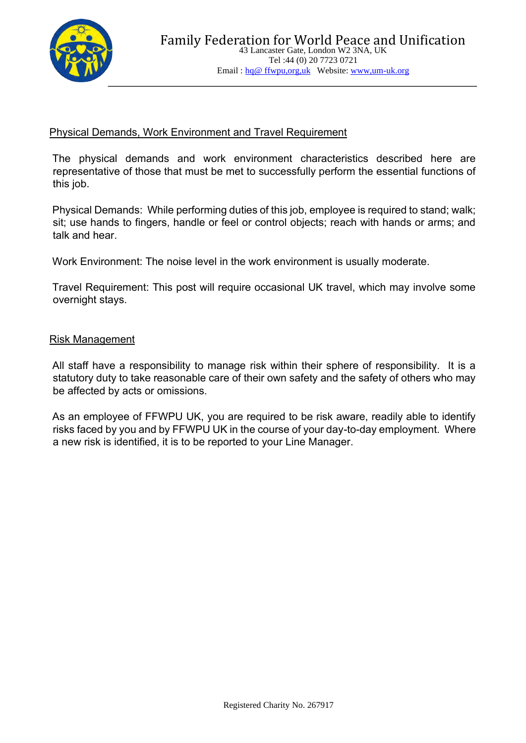## Physical Demands, Work Environment and Travel Requirement

The physical demands and work environment characteristics described here are representative of those that must be met to successfully perform the essential functions of this job.

Physical Demands: While performing duties of this job, employee is required to stand; walk; sit; use hands to fingers, handle or feel or control objects; reach with hands or arms; and talk and hear.

Work Environment: The noise level in the work environment is usually moderate.

Travel Requirement: This post will require occasional UK travel, which may involve some overnight stays.

## Risk Management

All staff have a responsibility to manage risk within their sphere of responsibility. It is a statutory duty to take reasonable care of their own safety and the safety of others who may be affected by acts or omissions.

As an employee of FFWPU UK, you are required to be risk aware, readily able to identify risks faced by you and by FFWPU UK in the course of your day-to-day employment. Where a new risk is identified, it is to be reported to your Line Manager.